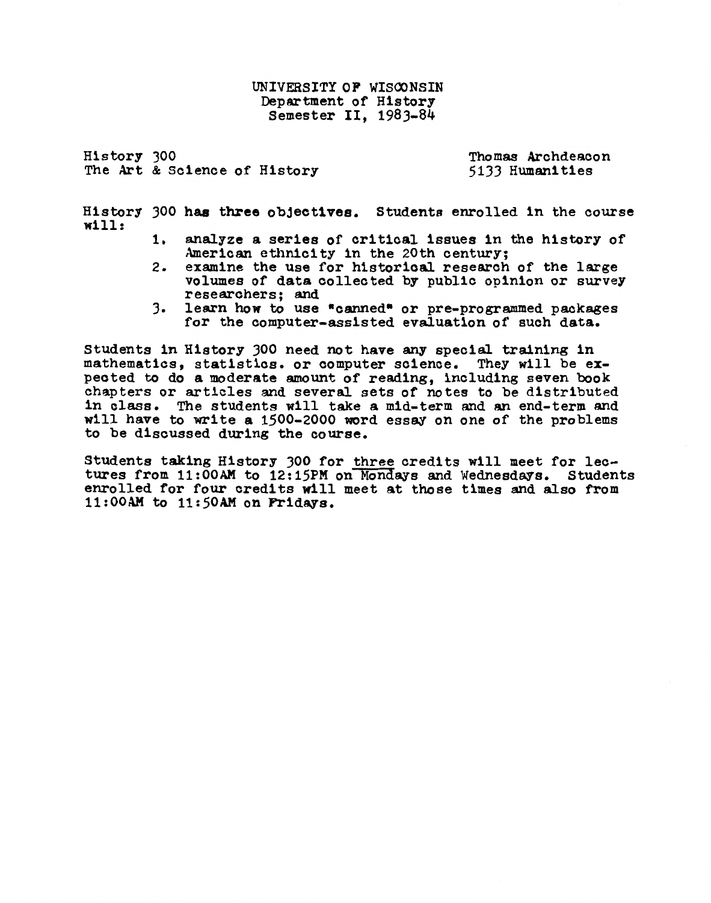UNIVERSITY OF WISCONSIN
Department of History
Semester II, 1983-84

History 300
The Art & Science of History

Thomas Archdeacon
5133 Humanities

History 300 has three objectives. Students enrolled in the course will:

1. analyze a series of critical issues in the history of American ethnicity in the 20th century;
2. examine the use for historical research of the large volumes of data collected by public opinion or survey researchers; and
3. learn how to use "canned" or pre-programmed packages for the computer-assisted evaluation of such data.

Students in History 300 need not have any special training in mathematics, statistics. or computer science. They will be expected to do a moderate amount of reading, including seven book chapters or articles and several sets of notes to be distributed in class. The students will take a mid-term and an end-term and will have to write a 1500-2000 word essay on one of the problems to be discussed during the course.

Students taking History 300 for <u>three</u> credits will meet for lectures from 11:00AM to 12:15PM on Mondays and Wednesdays. Students enrolled for four credits will meet at those times and also from 11:00AM to 11:50AM on Fridays.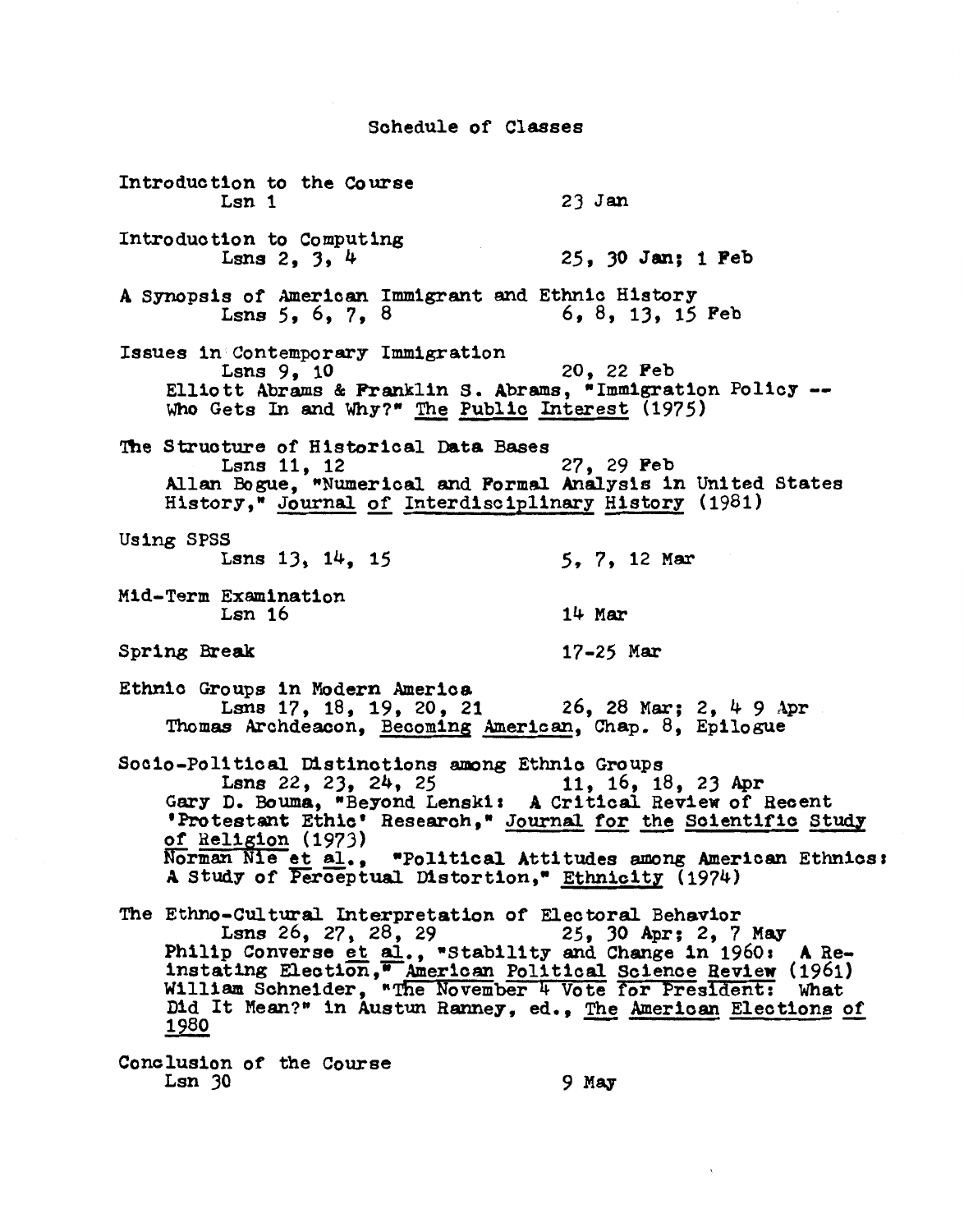# Schedule of Classes

Introduction to the Course
Lsn 1 — 23 Jan

Introduction to Computing
Lsns 2, 3, 4 — 25, 30 Jan; 1 Feb

A Synopsis of American Immigrant and Ethnic History
Lsns 5, 6, 7, 8 — 6, 8, 13, 15 Feb

Issues in Contemporary Immigration
Lsns 9, 10 — 20, 22 Feb
Elliott Abrams & Franklin S. Abrams, "Immigration Policy -- Who Gets In and Why?" _The Public Interest_ (1975)

The Structure of Historical Data Bases
Lsns 11, 12 — 27, 29 Feb
Allan Bogue, "Numerical and Formal Analysis in United States History," _Journal of Interdisciplinary History_ (1981)

Using SPSS
Lsns 13, 14, 15 — 5, 7, 12 Mar

Mid-Term Examination
Lsn 16 — 14 Mar

Spring Break — 17-25 Mar

Ethnic Groups in Modern America
Lsns 17, 18, 19, 20, 21 — 26, 28 Mar; 2, 4 9 Apr
Thomas Archdeacon, _Becoming American_, Chap. 8, Epilogue

Socio-Political Distinctions among Ethnic Groups
Lsns 22, 23, 24, 25 — 11, 16, 18, 23 Apr
Gary D. Bouma, "Beyond Lenski: A Critical Review of Recent 'Protestant Ethic' Research," _Journal for the Scientific Study of Religion_ (1973)
Norman Nie _et al._, "Political Attitudes among American Ethnics: A Study of Perceptual Distortion," _Ethnicity_ (1974)

The Ethno-Cultural Interpretation of Electoral Behavior
Lsns 26, 27, 28, 29 — 25, 30 Apr; 2, 7 May
Philip Converse _et al._, "Stability and Change in 1960: A Reinstating Election," _American Political Science Review_ (1961)
William Schneider, "The November 4 Vote for President: What Did It Mean?" in Austun Ranney, ed., _The American Elections of 1980_

Conclusion of the Course
Lsn 30 — 9 May